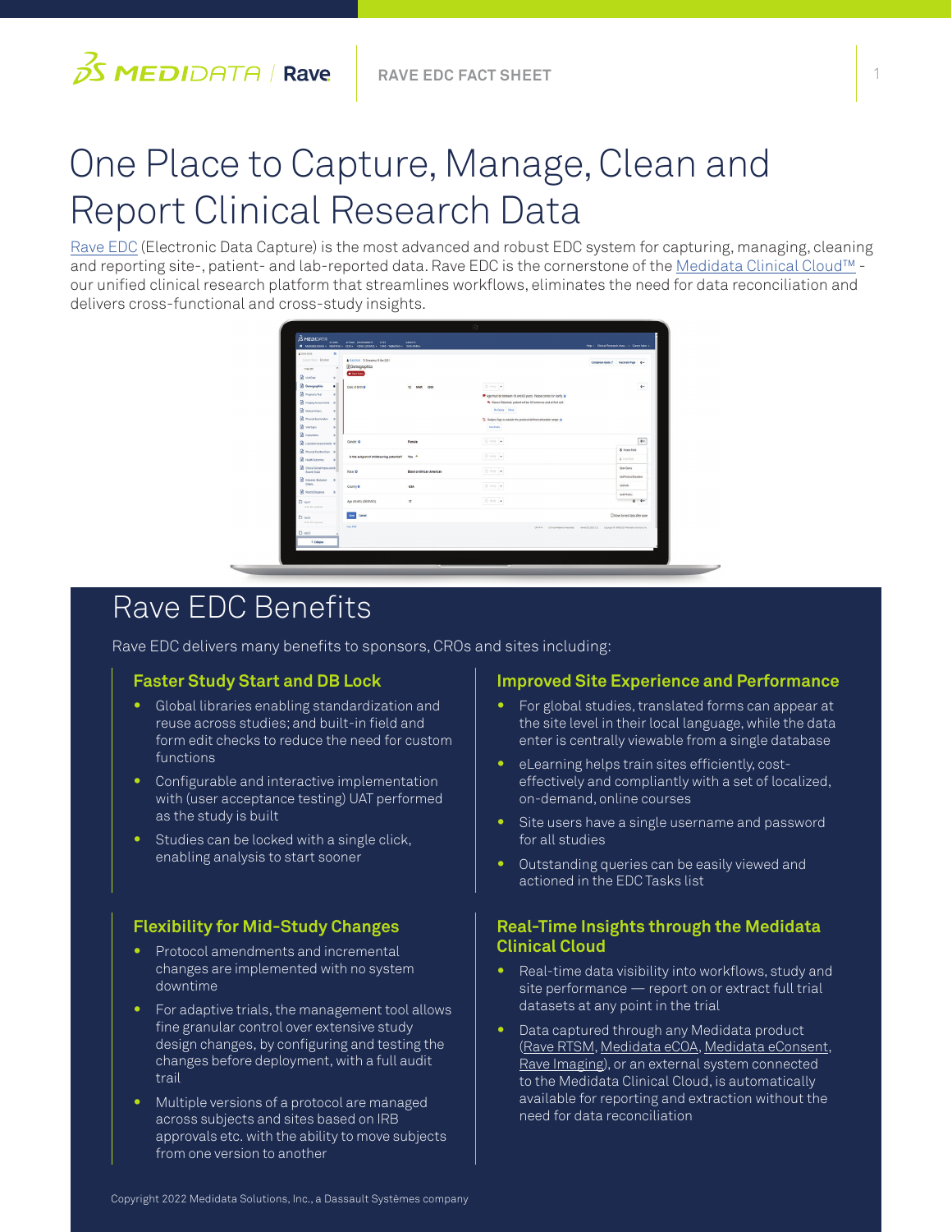# One Place to Capture, Manage, Clean and Report Clinical Research Data

Rave EDC (Electronic Data Capture) is the most advanced and robust EDC system for capturing, managing, cleaning and reporting site-, patient- and lab-reported data. Rave EDC is the cornerstone of the Medidata Clinical Cloud™ - our unified clinical research platform that streamlines workflows, eliminates the need for data reconciliation and delivers cross-functional and cross-study insights.

## Rave EDC Benefits

Rave EDC delivers many benefits to sponsors, CROs and sites including:

### Faster Study Start and DB Lock

- Global libraries enabling standardization and reuse across studies; and built-in field and form edit checks to reduce the need for custom functions
- Configurable and interactive implementation with (user acceptance testing) UAT performed as the study is built
- Studies can be locked with a single click, enabling analysis to start sooner

### Improved Site Experience and Performance

- For global studies, translated forms can appear at the site level in their local language, while the data enter is centrally viewable from a single database
- eLearning helps train sites efficiently, cost-effectively and compliantly with a set of localized, on-demand, online courses
- Site users have a single username and password for all studies
- Outstanding queries can be easily viewed and actioned in the EDC Tasks list

### Flexibility for Mid-Study Changes

- Protocol amendments and incremental changes are implemented with no system downtime
- For adaptive trials, the management tool allows fine granular control over extensive study design changes, by configuring and testing the changes before deployment, with a full audit trail
- Multiple versions of a protocol are managed across subjects and sites based on IRB approvals etc. with the ability to move subjects from one version to another

### Real-Time Insights through the Medidata Clinical Cloud

- Real-time data visibility into workflows, study and site performance — report on or extract full trial datasets at any point in the trial
- Data captured through any Medidata product (Rave RTSM, Medidata eCOA, Medidata eConsent, Rave Imaging), or an external system connected to the Medidata Clinical Cloud, is automatically available for reporting and extraction without the need for data reconciliation

Copyright 2022 Medidata Solutions, Inc., a Dassault Systèmes company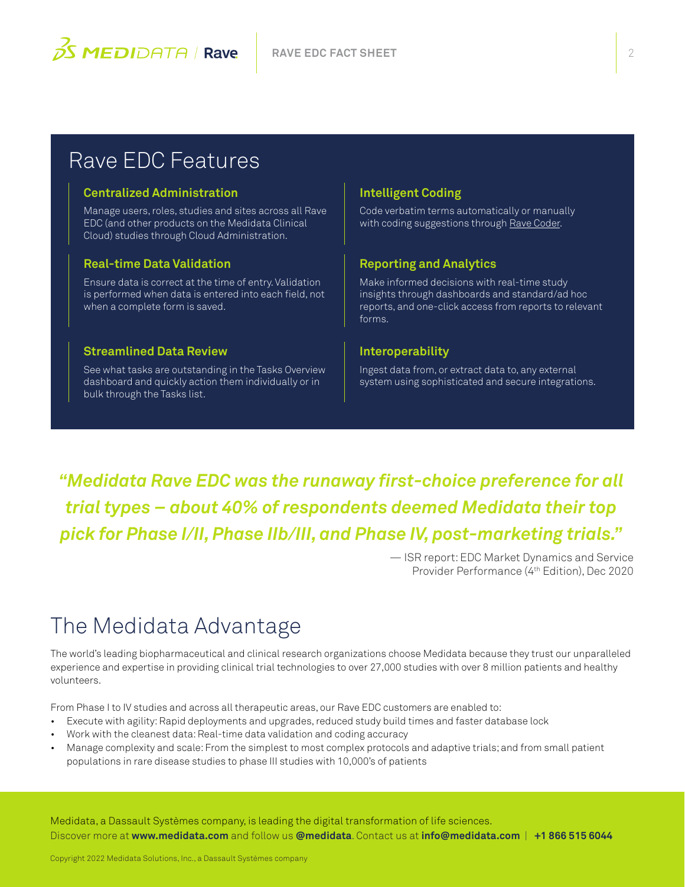## Rave EDC Features

### Centralized Administration

Manage users, roles, studies and sites across all Rave EDC (and other products on the Medidata Clinical Cloud) studies through Cloud Administration.

### Real-time Data Validation

Ensure data is correct at the time of entry. Validation is performed when data is entered into each field, not when a complete form is saved.

### Streamlined Data Review

See what tasks are outstanding in the Tasks Overview dashboard and quickly action them individually or in bulk through the Tasks list.

### Intelligent Coding

Code verbatim terms automatically or manually with coding suggestions through Rave Coder.

### Reporting and Analytics

Make informed decisions with real-time study insights through dashboards and standard/ad hoc reports, and one-click access from reports to relevant forms.

### Interoperability

Ingest data from, or extract data to, any external system using sophisticated and secure integrations.

> ***"Medidata Rave EDC was the runaway first-choice preference for all trial types – about 40% of respondents deemed Medidata their top pick for Phase I/II, Phase IIb/III, and Phase IV, post-marketing trials."***
>
> — ISR report: EDC Market Dynamics and Service Provider Performance (4th Edition), Dec 2020

## The Medidata Advantage

The world's leading biopharmaceutical and clinical research organizations choose Medidata because they trust our unparalleled experience and expertise in providing clinical trial technologies to over 27,000 studies with over 8 million patients and healthy volunteers.

From Phase I to IV studies and across all therapeutic areas, our Rave EDC customers are enabled to:

- Execute with agility: Rapid deployments and upgrades, reduced study build times and faster database lock
- Work with the cleanest data: Real-time data validation and coding accuracy
- Manage complexity and scale: From the simplest to most complex protocols and adaptive trials; and from small patient populations in rare disease studies to phase III studies with 10,000's of patients

Medidata, a Dassault Systèmes company, is leading the digital transformation of life sciences.
Discover more at **www.medidata.com** and follow us **@medidata**. Contact us at **info@medidata.com** | **+1 866 515 6044**

Copyright 2022 Medidata Solutions, Inc., a Dassault Systèmes company